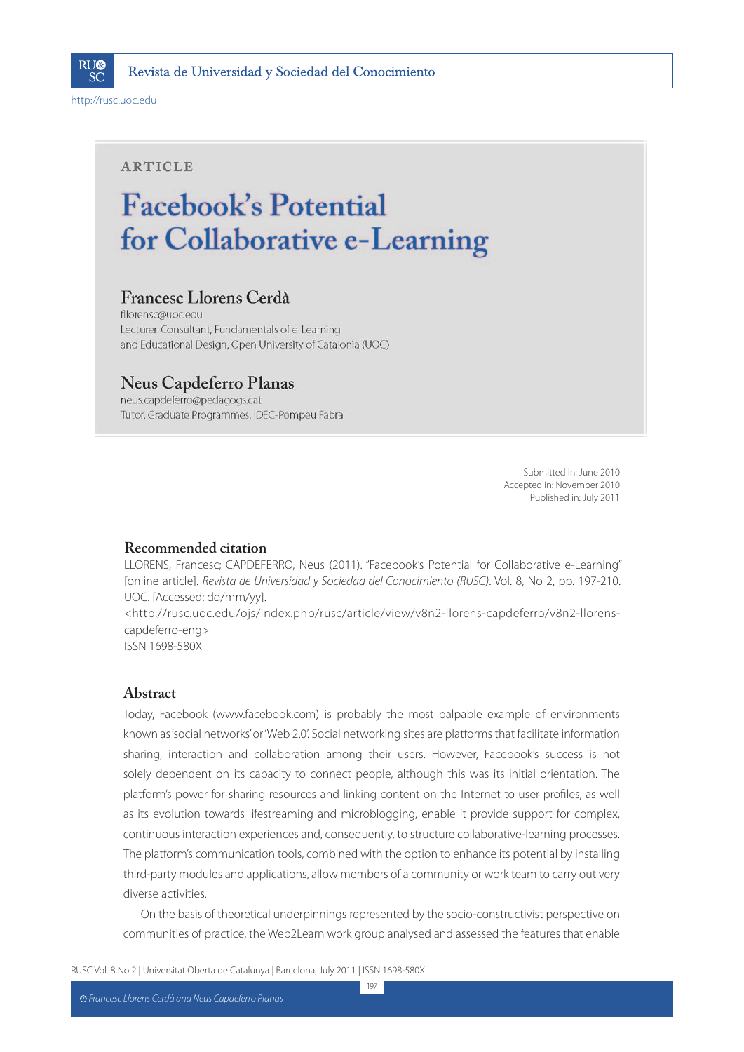ARTICLE

# Facebook's Potential for Collaborative e-Learning

## Francesc Llorens Cerdà

fllorensc@uoc.edu
Lecturer-Consultant, Fundamentals of e-Learning and Educational Design, Open University of Catalonia (UOC)

## Neus Capdeferro Planas

neus.capdeferro@pedagogs.cat
Tutor, Graduate Programmes, IDEC-Pompeu Fabra

Submitted in: June 2010
Accepted in: November 2010
Published in: July 2011

### Recommended citation

LLORENS, Francesc; CAPDEFERRO, Neus (2011). "Facebook's Potential for Collaborative e-Learning" [online article]. *Revista de Universidad y Sociedad del Conocimiento (RUSC)*. Vol. 8, No 2, pp. 197-210. UOC. [Accessed: dd/mm/yy].
<http://rusc.uoc.edu/ojs/index.php/rusc/article/view/v8n2-llorens-capdeferro/v8n2-llorens-capdeferro-eng>
ISSN 1698-580X

### Abstract

Today, Facebook (www.facebook.com) is probably the most palpable example of environments known as 'social networks' or 'Web 2.0'. Social networking sites are platforms that facilitate information sharing, interaction and collaboration among their users. However, Facebook's success is not solely dependent on its capacity to connect people, although this was its initial orientation. The platform's power for sharing resources and linking content on the Internet to user profiles, as well as its evolution towards lifestreaming and microblogging, enable it provide support for complex, continuous interaction experiences and, consequently, to structure collaborative-learning processes. The platform's communication tools, combined with the option to enhance its potential by installing third-party modules and applications, allow members of a community or work team to carry out very diverse activities.

On the basis of theoretical underpinnings represented by the socio-constructivist perspective on communities of practice, the Web2Learn work group analysed and assessed the features that enable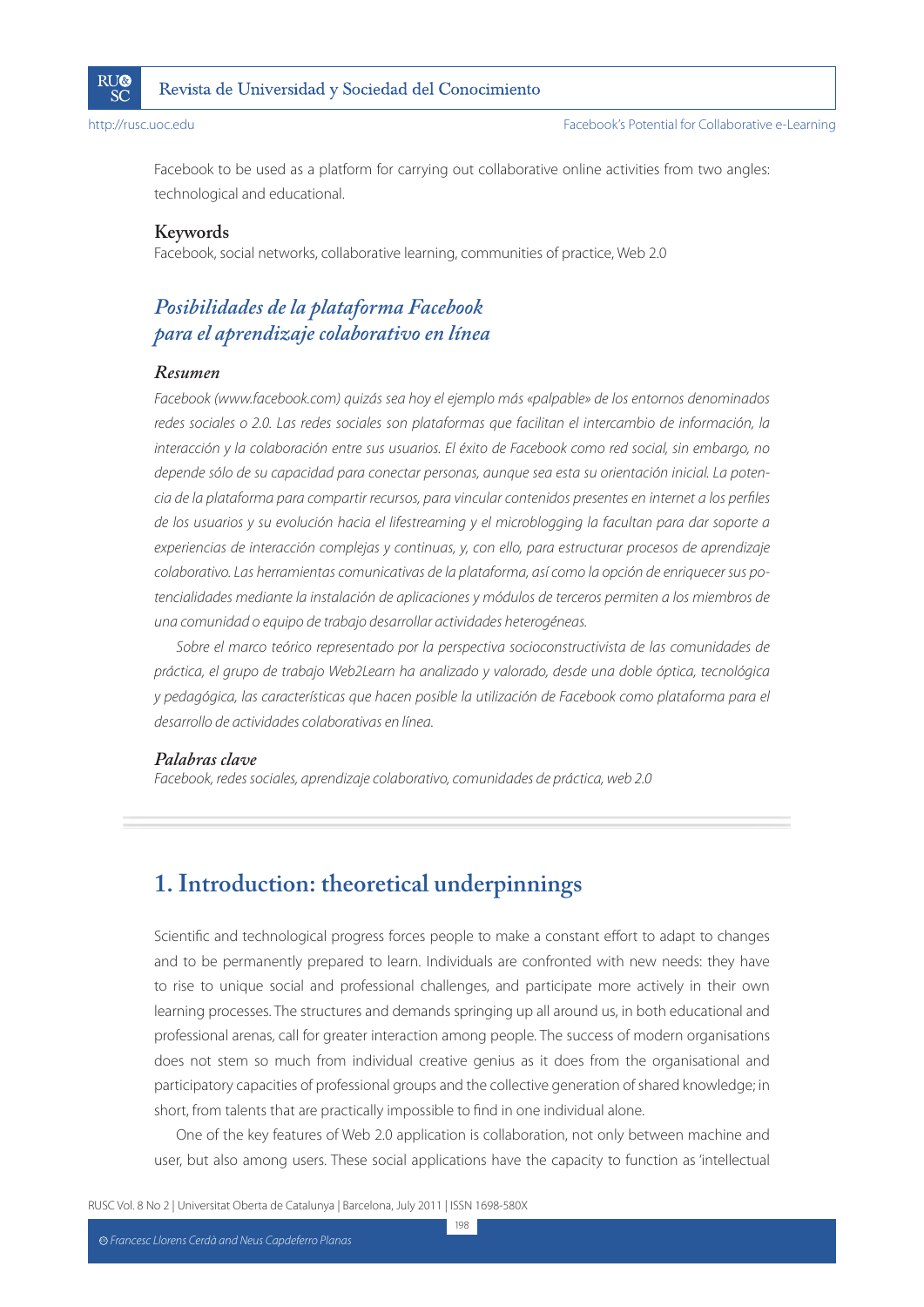Facebook to be used as a platform for carrying out collaborative online activities from two angles: technological and educational.

**Keywords**
Facebook, social networks, collaborative learning, communities of practice, Web 2.0

## *Posibilidades de la plataforma Facebook para el aprendizaje colaborativo en línea*

***Resumen***

*Facebook (www.facebook.com) quizás sea hoy el ejemplo más «palpable» de los entornos denominados redes sociales o 2.0. Las redes sociales son plataformas que facilitan el intercambio de información, la interacción y la colaboración entre sus usuarios. El éxito de Facebook como red social, sin embargo, no depende sólo de su capacidad para conectar personas, aunque sea esta su orientación inicial. La potencia de la plataforma para compartir recursos, para vincular contenidos presentes en internet a los perfiles de los usuarios y su evolución hacia el lifestreaming y el microblogging la facultan para dar soporte a experiencias de interacción complejas y continuas, y, con ello, para estructurar procesos de aprendizaje colaborativo. Las herramientas comunicativas de la plataforma, así como la opción de enriquecer sus potencialidades mediante la instalación de aplicaciones y módulos de terceros permiten a los miembros de una comunidad o equipo de trabajo desarrollar actividades heterogéneas.*

*Sobre el marco teórico representado por la perspectiva socioconstructivista de las comunidades de práctica, el grupo de trabajo Web2Learn ha analizado y valorado, desde una doble óptica, tecnológica y pedagógica, las características que hacen posible la utilización de Facebook como plataforma para el desarrollo de actividades colaborativas en línea.*

***Palabras clave***
*Facebook, redes sociales, aprendizaje colaborativo, comunidades de práctica, web 2.0*

## 1. Introduction: theoretical underpinnings

Scientific and technological progress forces people to make a constant effort to adapt to changes and to be permanently prepared to learn. Individuals are confronted with new needs: they have to rise to unique social and professional challenges, and participate more actively in their own learning processes. The structures and demands springing up all around us, in both educational and professional arenas, call for greater interaction among people. The success of modern organisations does not stem so much from individual creative genius as it does from the organisational and participatory capacities of professional groups and the collective generation of shared knowledge; in short, from talents that are practically impossible to find in one individual alone.

One of the key features of Web 2.0 application is collaboration, not only between machine and user, but also among users. These social applications have the capacity to function as 'intellectual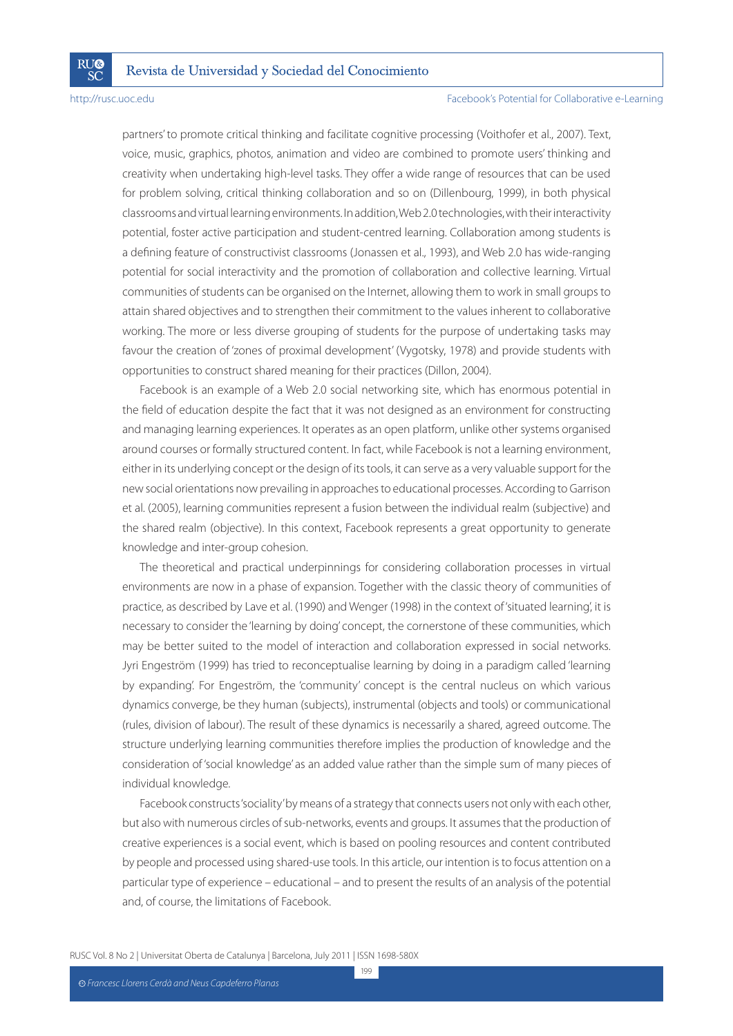partners' to promote critical thinking and facilitate cognitive processing (Voithofer et al., 2007). Text, voice, music, graphics, photos, animation and video are combined to promote users' thinking and creativity when undertaking high-level tasks. They offer a wide range of resources that can be used for problem solving, critical thinking collaboration and so on (Dillenbourg, 1999), in both physical classrooms and virtual learning environments. In addition, Web 2.0 technologies, with their interactivity potential, foster active participation and student-centred learning. Collaboration among students is a defining feature of constructivist classrooms (Jonassen et al., 1993), and Web 2.0 has wide-ranging potential for social interactivity and the promotion of collaboration and collective learning. Virtual communities of students can be organised on the Internet, allowing them to work in small groups to attain shared objectives and to strengthen their commitment to the values inherent to collaborative working. The more or less diverse grouping of students for the purpose of undertaking tasks may favour the creation of 'zones of proximal development' (Vygotsky, 1978) and provide students with opportunities to construct shared meaning for their practices (Dillon, 2004).

Facebook is an example of a Web 2.0 social networking site, which has enormous potential in the field of education despite the fact that it was not designed as an environment for constructing and managing learning experiences. It operates as an open platform, unlike other systems organised around courses or formally structured content. In fact, while Facebook is not a learning environment, either in its underlying concept or the design of its tools, it can serve as a very valuable support for the new social orientations now prevailing in approaches to educational processes. According to Garrison et al. (2005), learning communities represent a fusion between the individual realm (subjective) and the shared realm (objective). In this context, Facebook represents a great opportunity to generate knowledge and inter-group cohesion.

The theoretical and practical underpinnings for considering collaboration processes in virtual environments are now in a phase of expansion. Together with the classic theory of communities of practice, as described by Lave et al. (1990) and Wenger (1998) in the context of 'situated learning', it is necessary to consider the 'learning by doing' concept, the cornerstone of these communities, which may be better suited to the model of interaction and collaboration expressed in social networks. Jyri Engeström (1999) has tried to reconceptualise learning by doing in a paradigm called 'learning by expanding'. For Engeström, the 'community' concept is the central nucleus on which various dynamics converge, be they human (subjects), instrumental (objects and tools) or communicational (rules, division of labour). The result of these dynamics is necessarily a shared, agreed outcome. The structure underlying learning communities therefore implies the production of knowledge and the consideration of 'social knowledge' as an added value rather than the simple sum of many pieces of individual knowledge.

Facebook constructs 'sociality' by means of a strategy that connects users not only with each other, but also with numerous circles of sub-networks, events and groups. It assumes that the production of creative experiences is a social event, which is based on pooling resources and content contributed by people and processed using shared-use tools. In this article, our intention is to focus attention on a particular type of experience – educational – and to present the results of an analysis of the potential and, of course, the limitations of Facebook.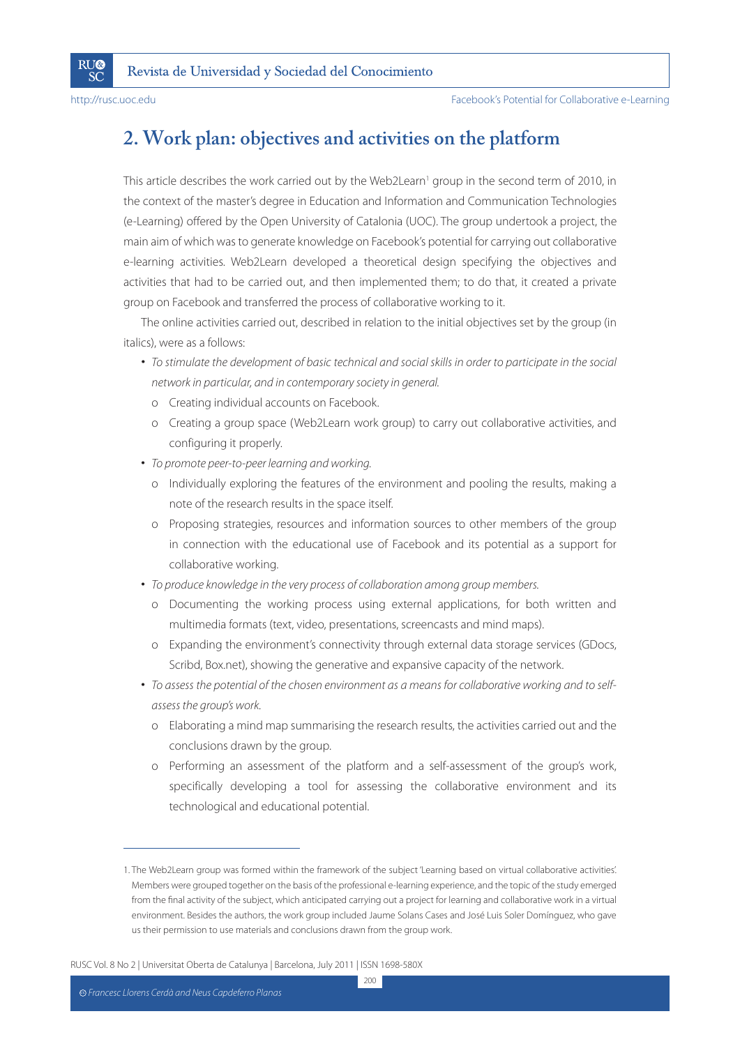## 2. Work plan: objectives and activities on the platform

This article describes the work carried out by the Web2Learn[1] group in the second term of 2010, in the context of the master's degree in Education and Information and Communication Technologies (e-Learning) offered by the Open University of Catalonia (UOC). The group undertook a project, the main aim of which was to generate knowledge on Facebook's potential for carrying out collaborative e-learning activities. Web2Learn developed a theoretical design specifying the objectives and activities that had to be carried out, and then implemented them; to do that, it created a private group on Facebook and transferred the process of collaborative working to it.

The online activities carried out, described in relation to the initial objectives set by the group (in italics), were as a follows:

- *To stimulate the development of basic technical and social skills in order to participate in the social network in particular, and in contemporary society in general.*
  - Creating individual accounts on Facebook.
  - Creating a group space (Web2Learn work group) to carry out collaborative activities, and configuring it properly.
- *To promote peer-to-peer learning and working.*
  - Individually exploring the features of the environment and pooling the results, making a note of the research results in the space itself.
  - Proposing strategies, resources and information sources to other members of the group in connection with the educational use of Facebook and its potential as a support for collaborative working.
- *To produce knowledge in the very process of collaboration among group members.*
  - Documenting the working process using external applications, for both written and multimedia formats (text, video, presentations, screencasts and mind maps).
  - Expanding the environment's connectivity through external data storage services (GDocs, Scribd, Box.net), showing the generative and expansive capacity of the network.
- *To assess the potential of the chosen environment as a means for collaborative working and to self-assess the group's work.*
  - Elaborating a mind map summarising the research results, the activities carried out and the conclusions drawn by the group.
  - Performing an assessment of the platform and a self-assessment of the group's work, specifically developing a tool for assessing the collaborative environment and its technological and educational potential.

---

1. The Web2Learn group was formed within the framework of the subject 'Learning based on virtual collaborative activities'. Members were grouped together on the basis of the professional e-learning experience, and the topic of the study emerged from the final activity of the subject, which anticipated carrying out a project for learning and collaborative work in a virtual environment. Besides the authors, the work group included Jaume Solans Cases and José Luis Soler Domínguez, who gave us their permission to use materials and conclusions drawn from the group work.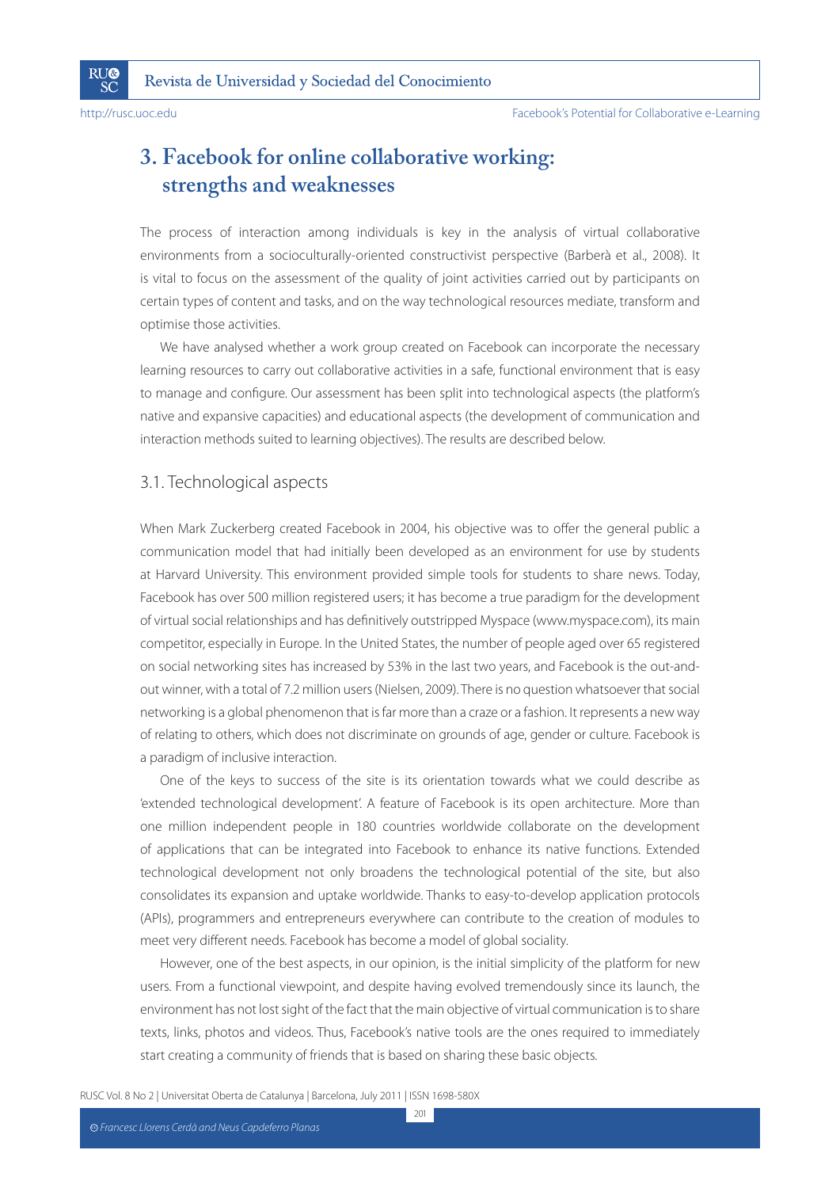## 3. Facebook for online collaborative working: strengths and weaknesses

The process of interaction among individuals is key in the analysis of virtual collaborative environments from a socioculturally-oriented constructivist perspective (Barberà et al., 2008). It is vital to focus on the assessment of the quality of joint activities carried out by participants on certain types of content and tasks, and on the way technological resources mediate, transform and optimise those activities.

We have analysed whether a work group created on Facebook can incorporate the necessary learning resources to carry out collaborative activities in a safe, functional environment that is easy to manage and configure. Our assessment has been split into technological aspects (the platform's native and expansive capacities) and educational aspects (the development of communication and interaction methods suited to learning objectives). The results are described below.

### 3.1. Technological aspects

When Mark Zuckerberg created Facebook in 2004, his objective was to offer the general public a communication model that had initially been developed as an environment for use by students at Harvard University. This environment provided simple tools for students to share news. Today, Facebook has over 500 million registered users; it has become a true paradigm for the development of virtual social relationships and has definitively outstripped Myspace (www.myspace.com), its main competitor, especially in Europe. In the United States, the number of people aged over 65 registered on social networking sites has increased by 53% in the last two years, and Facebook is the out-and-out winner, with a total of 7.2 million users (Nielsen, 2009). There is no question whatsoever that social networking is a global phenomenon that is far more than a craze or a fashion. It represents a new way of relating to others, which does not discriminate on grounds of age, gender or culture. Facebook is a paradigm of inclusive interaction.

One of the keys to success of the site is its orientation towards what we could describe as 'extended technological development'. A feature of Facebook is its open architecture. More than one million independent people in 180 countries worldwide collaborate on the development of applications that can be integrated into Facebook to enhance its native functions. Extended technological development not only broadens the technological potential of the site, but also consolidates its expansion and uptake worldwide. Thanks to easy-to-develop application protocols (APIs), programmers and entrepreneurs everywhere can contribute to the creation of modules to meet very different needs. Facebook has become a model of global sociality.

However, one of the best aspects, in our opinion, is the initial simplicity of the platform for new users. From a functional viewpoint, and despite having evolved tremendously since its launch, the environment has not lost sight of the fact that the main objective of virtual communication is to share texts, links, photos and videos. Thus, Facebook's native tools are the ones required to immediately start creating a community of friends that is based on sharing these basic objects.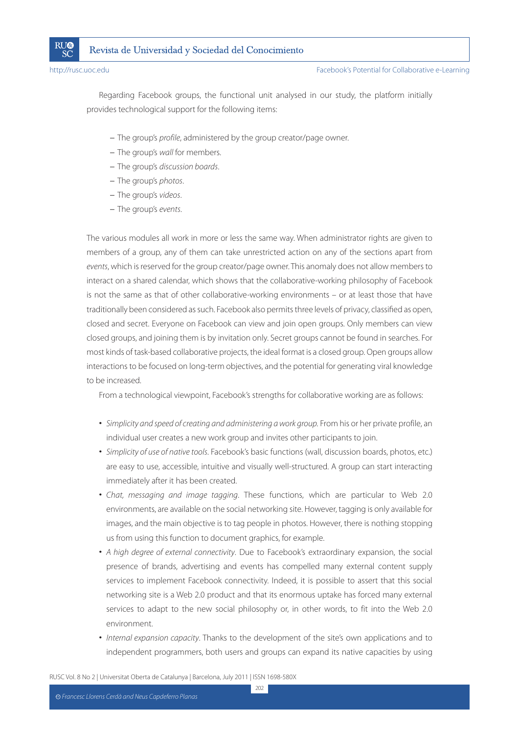Regarding Facebook groups, the functional unit analysed in our study, the platform initially provides technological support for the following items:

- The group's *profile*, administered by the group creator/page owner.
- The group's *wall* for members.
- The group's *discussion boards*.
- The group's *photos*.
- The group's *videos*.
- The group's *events*.

The various modules all work in more or less the same way. When administrator rights are given to members of a group, any of them can take unrestricted action on any of the sections apart from *events*, which is reserved for the group creator/page owner. This anomaly does not allow members to interact on a shared calendar, which shows that the collaborative-working philosophy of Facebook is not the same as that of other collaborative-working environments – or at least those that have traditionally been considered as such. Facebook also permits three levels of privacy, classified as open, closed and secret. Everyone on Facebook can view and join open groups. Only members can view closed groups, and joining them is by invitation only. Secret groups cannot be found in searches. For most kinds of task-based collaborative projects, the ideal format is a closed group. Open groups allow interactions to be focused on long-term objectives, and the potential for generating viral knowledge to be increased.

From a technological viewpoint, Facebook's strengths for collaborative working are as follows:

- *Simplicity and speed of creating and administering a work group.* From his or her private profile, an individual user creates a new work group and invites other participants to join.
- *Simplicity of use of native tools*. Facebook's basic functions (wall, discussion boards, photos, etc.) are easy to use, accessible, intuitive and visually well-structured. A group can start interacting immediately after it has been created.
- *Chat, messaging and image tagging*. These functions, which are particular to Web 2.0 environments, are available on the social networking site. However, tagging is only available for images, and the main objective is to tag people in photos. However, there is nothing stopping us from using this function to document graphics, for example.
- *A high degree of external connectivity*. Due to Facebook's extraordinary expansion, the social presence of brands, advertising and events has compelled many external content supply services to implement Facebook connectivity. Indeed, it is possible to assert that this social networking site is a Web 2.0 product and that its enormous uptake has forced many external services to adapt to the new social philosophy or, in other words, to fit into the Web 2.0 environment.
- *Internal expansion capacity*. Thanks to the development of the site's own applications and to independent programmers, both users and groups can expand its native capacities by using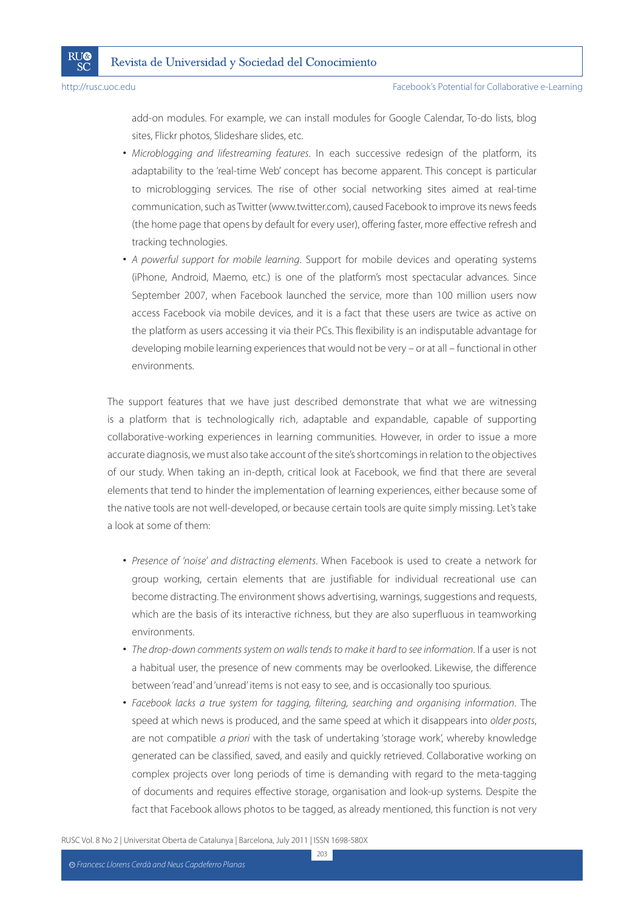add-on modules. For example, we can install modules for Google Calendar, To-do lists, blog sites, Flickr photos, Slideshare slides, etc.

- *Microblogging and lifestreaming features*. In each successive redesign of the platform, its adaptability to the 'real-time Web' concept has become apparent. This concept is particular to microblogging services. The rise of other social networking sites aimed at real-time communication, such as Twitter (www.twitter.com), caused Facebook to improve its news feeds (the home page that opens by default for every user), offering faster, more effective refresh and tracking technologies.
- *A powerful support for mobile learning*. Support for mobile devices and operating systems (iPhone, Android, Maemo, etc.) is one of the platform's most spectacular advances. Since September 2007, when Facebook launched the service, more than 100 million users now access Facebook via mobile devices, and it is a fact that these users are twice as active on the platform as users accessing it via their PCs. This flexibility is an indisputable advantage for developing mobile learning experiences that would not be very – or at all – functional in other environments.

The support features that we have just described demonstrate that what we are witnessing is a platform that is technologically rich, adaptable and expandable, capable of supporting collaborative-working experiences in learning communities. However, in order to issue a more accurate diagnosis, we must also take account of the site's shortcomings in relation to the objectives of our study. When taking an in-depth, critical look at Facebook, we find that there are several elements that tend to hinder the implementation of learning experiences, either because some of the native tools are not well-developed, or because certain tools are quite simply missing. Let's take a look at some of them:

- *Presence of 'noise' and distracting elements*. When Facebook is used to create a network for group working, certain elements that are justifiable for individual recreational use can become distracting. The environment shows advertising, warnings, suggestions and requests, which are the basis of its interactive richness, but they are also superfluous in teamworking environments.
- *The drop-down comments system on walls tends to make it hard to see information*. If a user is not a habitual user, the presence of new comments may be overlooked. Likewise, the difference between 'read' and 'unread' items is not easy to see, and is occasionally too spurious.
- *Facebook lacks a true system for tagging, filtering, searching and organising information*. The speed at which news is produced, and the same speed at which it disappears into *older posts*, are not compatible *a priori* with the task of undertaking 'storage work', whereby knowledge generated can be classified, saved, and easily and quickly retrieved. Collaborative working on complex projects over long periods of time is demanding with regard to the meta-tagging of documents and requires effective storage, organisation and look-up systems. Despite the fact that Facebook allows photos to be tagged, as already mentioned, this function is not very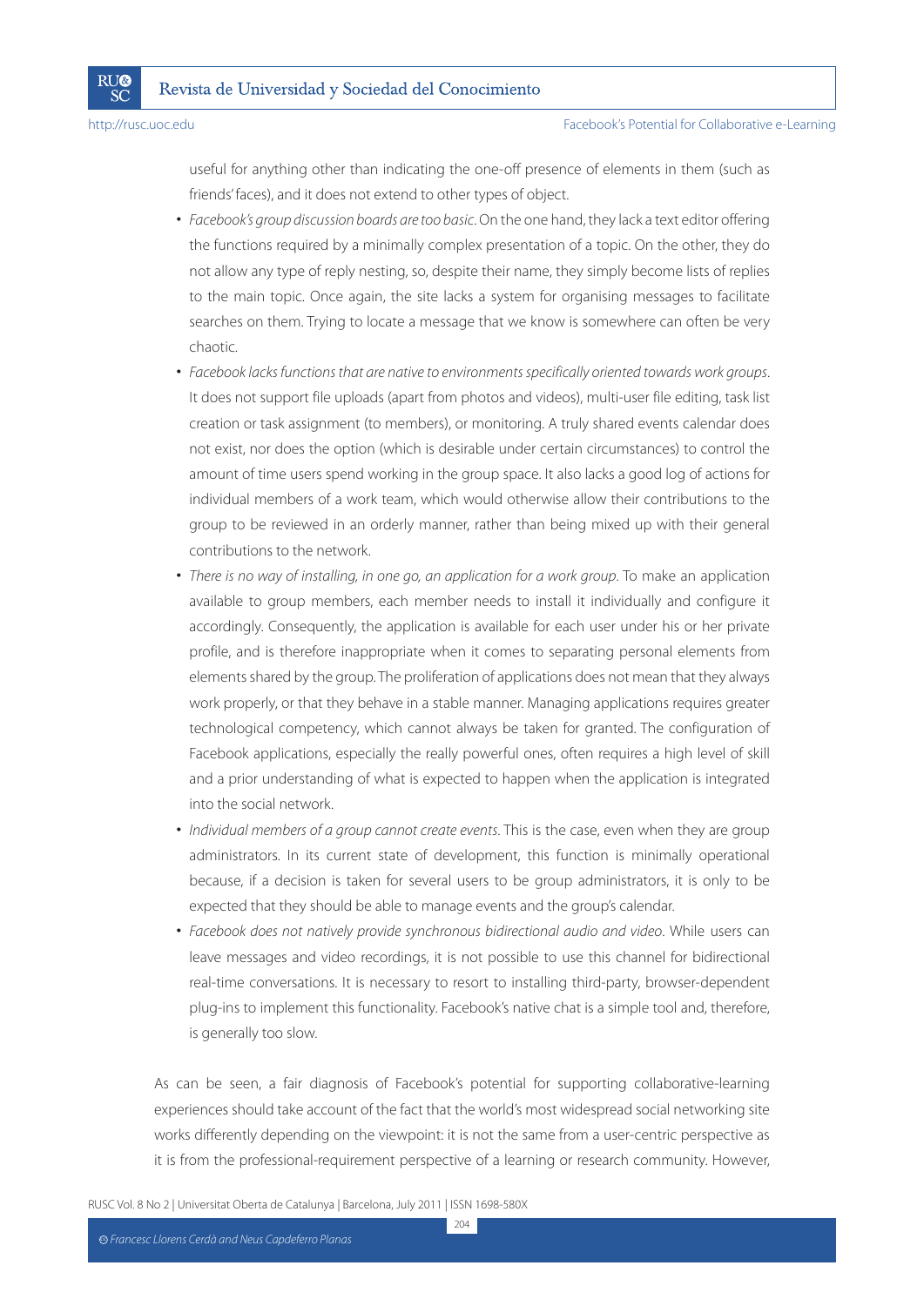useful for anything other than indicating the one-off presence of elements in them (such as friends' faces), and it does not extend to other types of object.

- *Facebook's group discussion boards are too basic*. On the one hand, they lack a text editor offering the functions required by a minimally complex presentation of a topic. On the other, they do not allow any type of reply nesting, so, despite their name, they simply become lists of replies to the main topic. Once again, the site lacks a system for organising messages to facilitate searches on them. Trying to locate a message that we know is somewhere can often be very chaotic.
- *Facebook lacks functions that are native to environments specifically oriented towards work groups*. It does not support file uploads (apart from photos and videos), multi-user file editing, task list creation or task assignment (to members), or monitoring. A truly shared events calendar does not exist, nor does the option (which is desirable under certain circumstances) to control the amount of time users spend working in the group space. It also lacks a good log of actions for individual members of a work team, which would otherwise allow their contributions to the group to be reviewed in an orderly manner, rather than being mixed up with their general contributions to the network.
- *There is no way of installing, in one go, an application for a work group*. To make an application available to group members, each member needs to install it individually and configure it accordingly. Consequently, the application is available for each user under his or her private profile, and is therefore inappropriate when it comes to separating personal elements from elements shared by the group. The proliferation of applications does not mean that they always work properly, or that they behave in a stable manner. Managing applications requires greater technological competency, which cannot always be taken for granted. The configuration of Facebook applications, especially the really powerful ones, often requires a high level of skill and a prior understanding of what is expected to happen when the application is integrated into the social network.
- *Individual members of a group cannot create events*. This is the case, even when they are group administrators. In its current state of development, this function is minimally operational because, if a decision is taken for several users to be group administrators, it is only to be expected that they should be able to manage events and the group's calendar.
- *Facebook does not natively provide synchronous bidirectional audio and video*. While users can leave messages and video recordings, it is not possible to use this channel for bidirectional real-time conversations. It is necessary to resort to installing third-party, browser-dependent plug-ins to implement this functionality. Facebook's native chat is a simple tool and, therefore, is generally too slow.

As can be seen, a fair diagnosis of Facebook's potential for supporting collaborative-learning experiences should take account of the fact that the world's most widespread social networking site works differently depending on the viewpoint: it is not the same from a user-centric perspective as it is from the professional-requirement perspective of a learning or research community. However,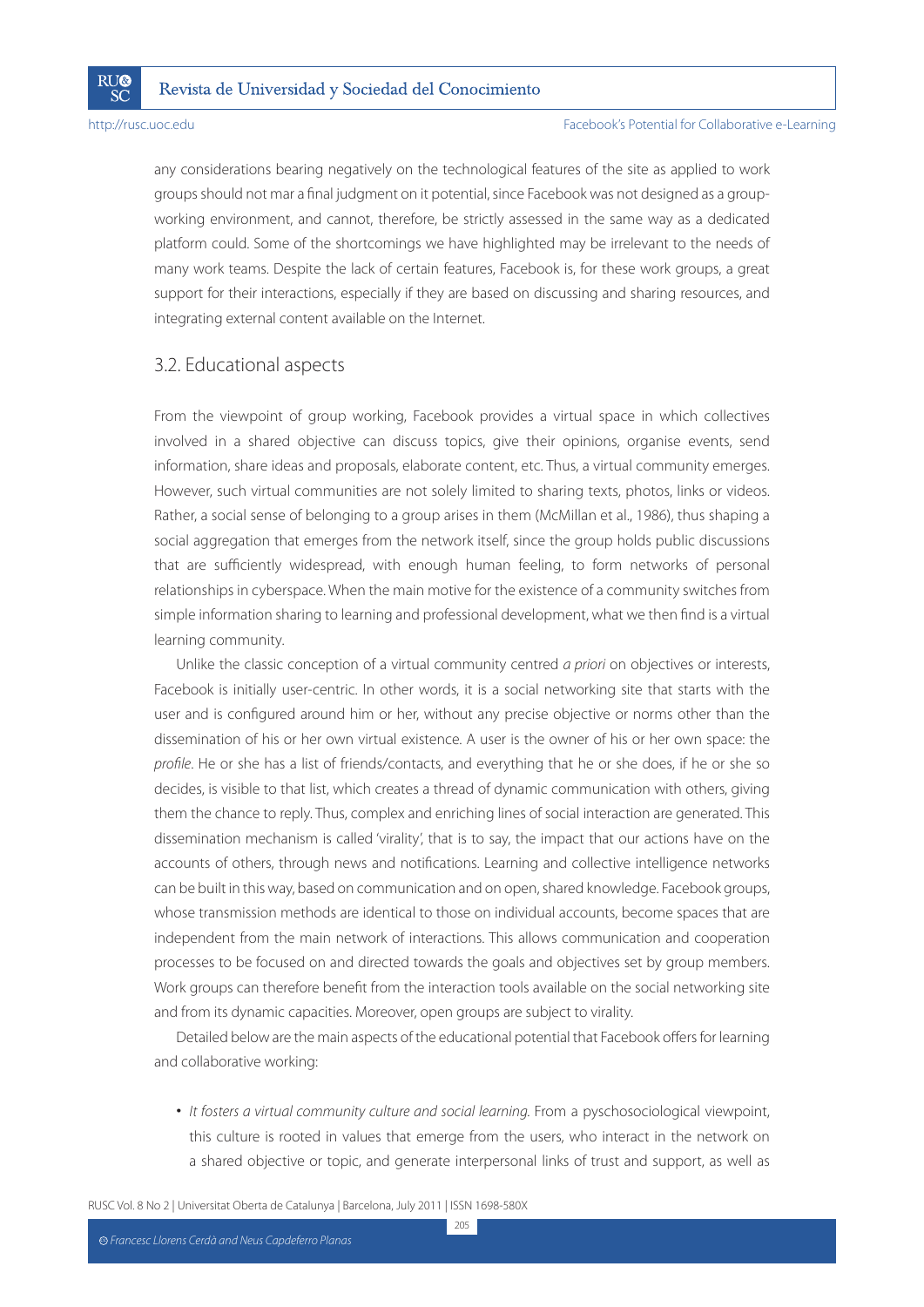any considerations bearing negatively on the technological features of the site as applied to work groups should not mar a final judgment on it potential, since Facebook was not designed as a group-working environment, and cannot, therefore, be strictly assessed in the same way as a dedicated platform could. Some of the shortcomings we have highlighted may be irrelevant to the needs of many work teams. Despite the lack of certain features, Facebook is, for these work groups, a great support for their interactions, especially if they are based on discussing and sharing resources, and integrating external content available on the Internet.

## 3.2. Educational aspects

From the viewpoint of group working, Facebook provides a virtual space in which collectives involved in a shared objective can discuss topics, give their opinions, organise events, send information, share ideas and proposals, elaborate content, etc. Thus, a virtual community emerges. However, such virtual communities are not solely limited to sharing texts, photos, links or videos. Rather, a social sense of belonging to a group arises in them (McMillan et al., 1986), thus shaping a social aggregation that emerges from the network itself, since the group holds public discussions that are sufficiently widespread, with enough human feeling, to form networks of personal relationships in cyberspace. When the main motive for the existence of a community switches from simple information sharing to learning and professional development, what we then find is a virtual learning community.

Unlike the classic conception of a virtual community centred *a priori* on objectives or interests, Facebook is initially user-centric. In other words, it is a social networking site that starts with the user and is configured around him or her, without any precise objective or norms other than the dissemination of his or her own virtual existence. A user is the owner of his or her own space: the *profile*. He or she has a list of friends/contacts, and everything that he or she does, if he or she so decides, is visible to that list, which creates a thread of dynamic communication with others, giving them the chance to reply. Thus, complex and enriching lines of social interaction are generated. This dissemination mechanism is called 'virality', that is to say, the impact that our actions have on the accounts of others, through news and notifications. Learning and collective intelligence networks can be built in this way, based on communication and on open, shared knowledge. Facebook groups, whose transmission methods are identical to those on individual accounts, become spaces that are independent from the main network of interactions. This allows communication and cooperation processes to be focused on and directed towards the goals and objectives set by group members. Work groups can therefore benefit from the interaction tools available on the social networking site and from its dynamic capacities. Moreover, open groups are subject to virality.

Detailed below are the main aspects of the educational potential that Facebook offers for learning and collaborative working:

- *It fosters a virtual community culture and social learning.* From a pyschosociological viewpoint, this culture is rooted in values that emerge from the users, who interact in the network on a shared objective or topic, and generate interpersonal links of trust and support, as well as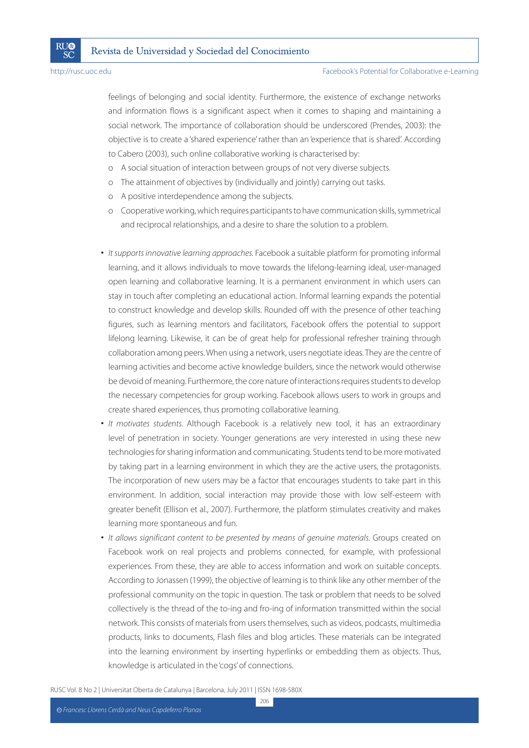feelings of belonging and social identity. Furthermore, the existence of exchange networks and information flows is a significant aspect when it comes to shaping and maintaining a social network. The importance of collaboration should be underscored (Prendes, 2003): the objective is to create a 'shared experience' rather than an 'experience that is shared'. According to Cabero (2003), such online collaborative working is characterised by:

- A social situation of interaction between groups of not very diverse subjects.
- The attainment of objectives by (individually and jointly) carrying out tasks.
- A positive interdependence among the subjects.
- Cooperative working, which requires participants to have communication skills, symmetrical and reciprocal relationships, and a desire to share the solution to a problem.

- *It supports innovative learning approaches.* Facebook a suitable platform for promoting informal learning, and it allows individuals to move towards the lifelong-learning ideal, user-managed open learning and collaborative learning. It is a permanent environment in which users can stay in touch after completing an educational action. Informal learning expands the potential to construct knowledge and develop skills. Rounded off with the presence of other teaching figures, such as learning mentors and facilitators, Facebook offers the potential to support lifelong learning. Likewise, it can be of great help for professional refresher training through collaboration among peers. When using a network, users negotiate ideas. They are the centre of learning activities and become active knowledge builders, since the network would otherwise be devoid of meaning. Furthermore, the core nature of interactions requires students to develop the necessary competencies for group working. Facebook allows users to work in groups and create shared experiences, thus promoting collaborative learning.
- *It motivates students.* Although Facebook is a relatively new tool, it has an extraordinary level of penetration in society. Younger generations are very interested in using these new technologies for sharing information and communicating. Students tend to be more motivated by taking part in a learning environment in which they are the active users, the protagonists. The incorporation of new users may be a factor that encourages students to take part in this environment. In addition, social interaction may provide those with low self-esteem with greater benefit (Ellison et al., 2007). Furthermore, the platform stimulates creativity and makes learning more spontaneous and fun.
- *It allows significant content to be presented by means of genuine materials.* Groups created on Facebook work on real projects and problems connected, for example, with professional experiences. From these, they are able to access information and work on suitable concepts. According to Jonassen (1999), the objective of learning is to think like any other member of the professional community on the topic in question. The task or problem that needs to be solved collectively is the thread of the to-ing and fro-ing of information transmitted within the social network. This consists of materials from users themselves, such as videos, podcasts, multimedia products, links to documents, Flash files and blog articles. These materials can be integrated into the learning environment by inserting hyperlinks or embedding them as objects. Thus, knowledge is articulated in the 'cogs' of connections.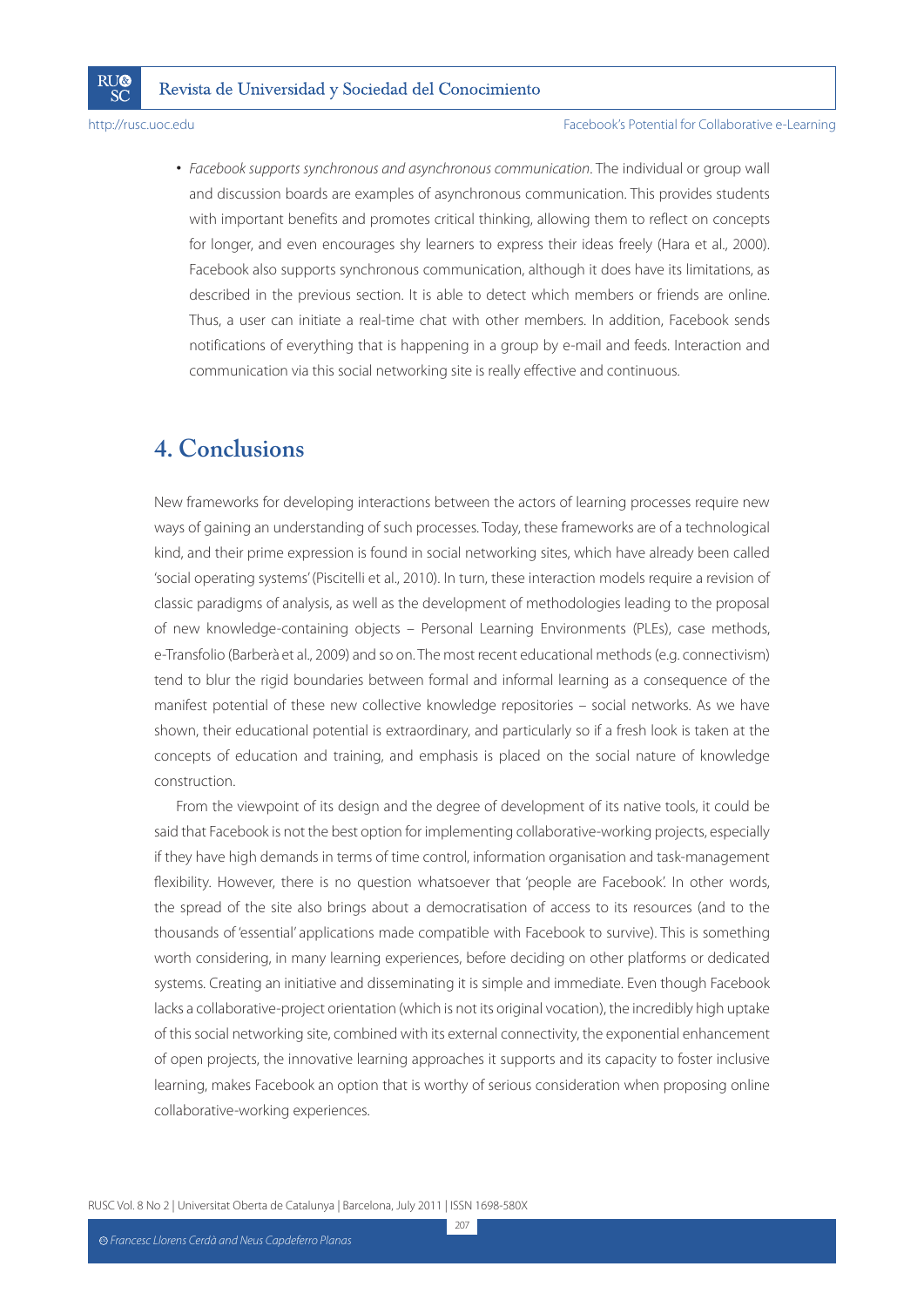- *Facebook supports synchronous and asynchronous communication*. The individual or group wall and discussion boards are examples of asynchronous communication. This provides students with important benefits and promotes critical thinking, allowing them to reflect on concepts for longer, and even encourages shy learners to express their ideas freely (Hara et al., 2000). Facebook also supports synchronous communication, although it does have its limitations, as described in the previous section. It is able to detect which members or friends are online. Thus, a user can initiate a real-time chat with other members. In addition, Facebook sends notifications of everything that is happening in a group by e-mail and feeds. Interaction and communication via this social networking site is really effective and continuous.

## 4. Conclusions

New frameworks for developing interactions between the actors of learning processes require new ways of gaining an understanding of such processes. Today, these frameworks are of a technological kind, and their prime expression is found in social networking sites, which have already been called 'social operating systems' (Piscitelli et al., 2010). In turn, these interaction models require a revision of classic paradigms of analysis, as well as the development of methodologies leading to the proposal of new knowledge-containing objects – Personal Learning Environments (PLEs), case methods, e-Transfolio (Barberà et al., 2009) and so on. The most recent educational methods (e.g. connectivism) tend to blur the rigid boundaries between formal and informal learning as a consequence of the manifest potential of these new collective knowledge repositories – social networks. As we have shown, their educational potential is extraordinary, and particularly so if a fresh look is taken at the concepts of education and training, and emphasis is placed on the social nature of knowledge construction.

From the viewpoint of its design and the degree of development of its native tools, it could be said that Facebook is not the best option for implementing collaborative-working projects, especially if they have high demands in terms of time control, information organisation and task-management flexibility. However, there is no question whatsoever that 'people are Facebook'. In other words, the spread of the site also brings about a democratisation of access to its resources (and to the thousands of 'essential' applications made compatible with Facebook to survive). This is something worth considering, in many learning experiences, before deciding on other platforms or dedicated systems. Creating an initiative and disseminating it is simple and immediate. Even though Facebook lacks a collaborative-project orientation (which is not its original vocation), the incredibly high uptake of this social networking site, combined with its external connectivity, the exponential enhancement of open projects, the innovative learning approaches it supports and its capacity to foster inclusive learning, makes Facebook an option that is worthy of serious consideration when proposing online collaborative-working experiences.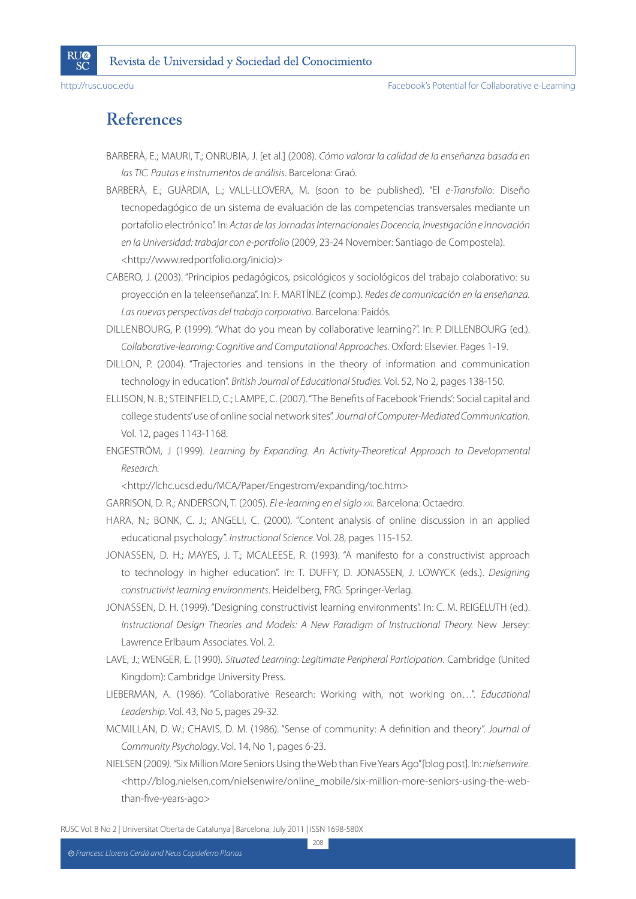## References

BARBERÀ, E.; MAURI, T.; ONRUBIA, J. [et al.] (2008). *Cómo valorar la calidad de la enseñanza basada en las TIC. Pautas e instrumentos de análisis*. Barcelona: Graó.

BARBERÀ, E.; GUÀRDIA, L.; VALL-LLOVERA, M. (soon to be published). "El *e-Transfolio*: Diseño tecnopedagógico de un sistema de evaluación de las competencias transversales mediante un portafolio electrónico". In: *Actas de las Jornadas Internacionales Docencia, Investigación e Innovación en la Universidad: trabajar con e-portfolio* (2009, 23-24 November: Santiago de Compostela). <http://www.redportfolio.org/inicio)>

CABERO, J. (2003). "Principios pedagógicos, psicológicos y sociológicos del trabajo colaborativo: su proyección en la teleenseñanza". In: F. MARTÍNEZ (comp.). *Redes de comunicación en la enseñanza. Las nuevas perspectivas del trabajo corporativo*. Barcelona: Paidós.

DILLENBOURG, P. (1999). "What do you mean by collaborative learning?". In: P. DILLENBOURG (ed.). *Collaborative-learning: Cognitive and Computational Approaches*. Oxford: Elsevier. Pages 1-19.

DILLON, P. (2004). "Trajectories and tensions in the theory of information and communication technology in education". *British Journal of Educational Studies*. Vol. 52, No 2, pages 138-150.

ELLISON, N. B.; STEINFIELD, C.; LAMPE, C. (2007). "The Benefits of Facebook 'Friends': Social capital and college students' use of online social network sites". *Journal of Computer-Mediated Communication*. Vol. 12, pages 1143-1168.

ENGESTRÖM, J (1999). *Learning by Expanding. An Activity-Theoretical Approach to Developmental Research*. <http://lchc.ucsd.edu/MCA/Paper/Engestrom/expanding/toc.htm>

GARRISON, D. R.; ANDERSON, T. (2005). *El e-learning en el siglo XXI*. Barcelona: Octaedro.

HARA, N.; BONK, C. J.; ANGELI, C. (2000). "Content analysis of online discussion in an applied educational psychology". *Instructional Science*. Vol. 28, pages 115-152.

JONASSEN, D. H.; MAYES, J. T.; MCALEESE, R. (1993). "A manifesto for a constructivist approach to technology in higher education". In: T. DUFFY, D. JONASSEN, J. LOWYCK (eds.). *Designing constructivist learning environments*. Heidelberg, FRG: Springer-Verlag.

JONASSEN, D. H. (1999). "Designing constructivist learning environments". In: C. M. REIGELUTH (ed.). *Instructional Design Theories and Models: A New Paradigm of Instructional Theory*. New Jersey: Lawrence Erlbaum Associates. Vol. 2.

LAVE, J.; WENGER, E. (1990). *Situated Learning: Legitimate Peripheral Participation*. Cambridge (United Kingdom): Cambridge University Press.

LIEBERMAN, A. (1986). "Collaborative Research: Working with, not working on…". *Educational Leadership*. Vol. 43, No 5, pages 29-32.

MCMILLAN, D. W.; CHAVIS, D. M. (1986). "Sense of community: A definition and theory". *Journal of Community Psychology*. Vol. 14, No 1, pages 6-23.

NIELSEN (2009). "Six Million More Seniors Using the Web than Five Years Ago" [blog post]. In: *nielsenwire*. <http://blog.nielsen.com/nielsenwire/online_mobile/six-million-more-seniors-using-the-web-than-five-years-ago>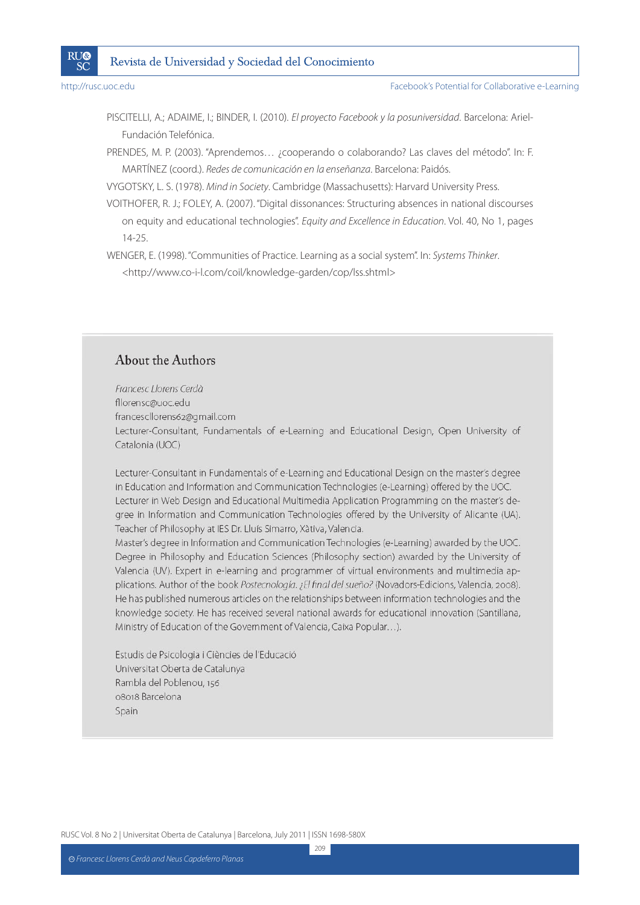PISCITELLI, A.; ADAIME, I.; BINDER, I. (2010). *El proyecto Facebook y la posuniversidad*. Barcelona: Ariel-Fundación Telefónica.

PRENDES, M. P. (2003). "Aprendemos… ¿cooperando o colaborando? Las claves del método". In: F. MARTÍNEZ (coord.). *Redes de comunicación en la enseñanza*. Barcelona: Paidós.

VYGOTSKY, L. S. (1978). *Mind in Society*. Cambridge (Massachusetts): Harvard University Press.

VOITHOFER, R. J.; FOLEY, A. (2007). "Digital dissonances: Structuring absences in national discourses on equity and educational technologies". *Equity and Excellence in Education*. Vol. 40, No 1, pages 14-25.

WENGER, E. (1998). "Communities of Practice. Learning as a social system". In: *Systems Thinker*. <http://www.co-i-l.com/coil/knowledge-garden/cop/lss.shtml>

## About the Authors

*Francesc Llorens Cerdà*
florensc@uoc.edu
francescllorens62@gmail.com
Lecturer-Consultant, Fundamentals of e-Learning and Educational Design, Open University of Catalonia (UOC)

Lecturer-Consultant in Fundamentals of e-Learning and Educational Design on the master's degree in Education and Information and Communication Technologies (e-Learning) offered by the UOC. Lecturer in Web Design and Educational Multimedia Application Programming on the master's degree in Information and Communication Technologies offered by the University of Alicante (UA). Teacher of Philosophy at IES Dr. Lluís Simarro, Xàtiva, Valencia.
Master's degree in Information and Communication Technologies (e-Learning) awarded by the UOC. Degree in Philosophy and Education Sciences (Philosophy section) awarded by the University of Valencia (UV). Expert in e-learning and programmer of virtual environments and multimedia applications. Author of the book *Postecnología. ¿El final del sueño?* (Novadors-Edicions, Valencia, 2008). He has published numerous articles on the relationships between information technologies and the knowledge society. He has received several national awards for educational innovation (Santillana, Ministry of Education of the Government of Valencia, Caixa Popular…).

Estudis de Psicologia i Ciències de l'Educació
Universitat Oberta de Catalunya
Rambla del Poblenou, 156
08018 Barcelona
Spain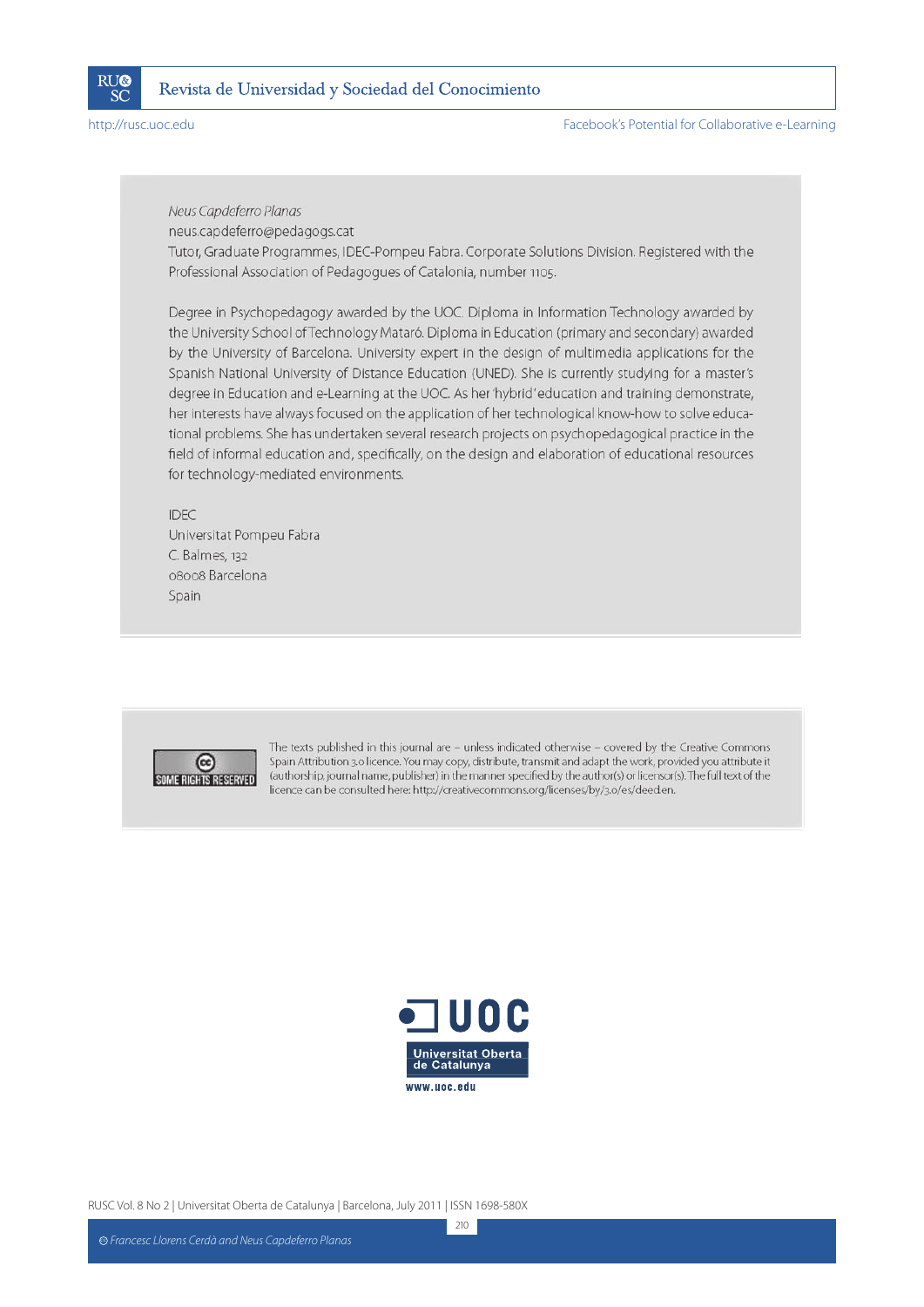*Neus Capdeferro Planas*
neus.capdeferro@pedagogs.cat
Tutor, Graduate Programmes, IDEC-Pompeu Fabra. Corporate Solutions Division. Registered with the Professional Association of Pedagogues of Catalonia, number 1105.

Degree in Psychopedagogy awarded by the UOC. Diploma in Information Technology awarded by the University School of Technology Mataró. Diploma in Education (primary and secondary) awarded by the University of Barcelona. University expert in the design of multimedia applications for the Spanish National University of Distance Education (UNED). She is currently studying for a master's degree in Education and e-Learning at the UOC. As her 'hybrid' education and training demonstrate, her interests have always focused on the application of her technological know-how to solve educational problems. She has undertaken several research projects on psychopedagogical practice in the field of informal education and, specifically, on the design and elaboration of educational resources for technology-mediated environments.

IDEC
Universitat Pompeu Fabra
C. Balmes, 132
08008 Barcelona
Spain

SOME RIGHTS RESERVED

The texts published in this journal are – unless indicated otherwise – covered by the Creative Commons Spain Attribution 3.0 licence. You may copy, distribute, transmit and adapt the work, provided you attribute it (authorship, journal name, publisher) in the manner specified by the author(s) or licensor(s). The full text of the licence can be consulted here: http://creativecommons.org/licenses/by/3.0/es/deed.en.

UOC
Universitat Oberta de Catalunya
www.uoc.edu